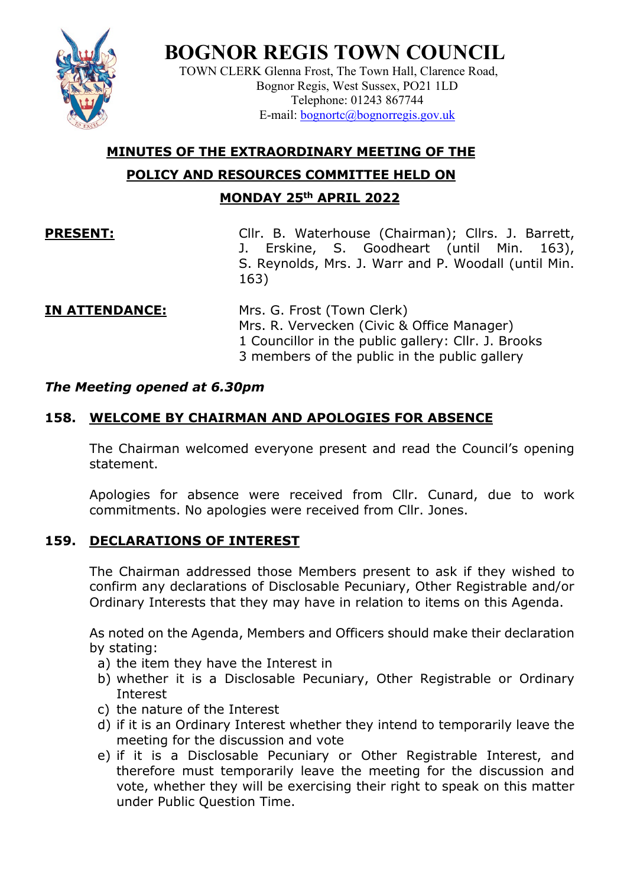# BOGNOR REGIS TOWN COUNCIL

TOWN CLERK Glenna Frost, The Town Hall, Clarence Road,
Bognor Regis, West Sussex, PO21 1LD
Telephone: 01243 867744
E-mail: bognortc@bognorregis.gov.uk

## MINUTES OF THE EXTRAORDINARY MEETING OF THE POLICY AND RESOURCES COMMITTEE HELD ON MONDAY 25th APRIL 2022

**PRESENT:** Cllr. B. Waterhouse (Chairman); Cllrs. J. Barrett, J. Erskine, S. Goodheart (until Min. 163), S. Reynolds, Mrs. J. Warr and P. Woodall (until Min. 163)

**IN ATTENDANCE:** Mrs. G. Frost (Town Clerk)
Mrs. R. Vervecken (Civic & Office Manager)
1 Councillor in the public gallery: Cllr. J. Brooks
3 members of the public in the public gallery

***The Meeting opened at 6.30pm***

### 158. WELCOME BY CHAIRMAN AND APOLOGIES FOR ABSENCE

The Chairman welcomed everyone present and read the Council's opening statement.

Apologies for absence were received from Cllr. Cunard, due to work commitments. No apologies were received from Cllr. Jones.

### 159. DECLARATIONS OF INTEREST

The Chairman addressed those Members present to ask if they wished to confirm any declarations of Disclosable Pecuniary, Other Registrable and/or Ordinary Interests that they may have in relation to items on this Agenda.

As noted on the Agenda, Members and Officers should make their declaration by stating:

a) the item they have the Interest in
b) whether it is a Disclosable Pecuniary, Other Registrable or Ordinary Interest
c) the nature of the Interest
d) if it is an Ordinary Interest whether they intend to temporarily leave the meeting for the discussion and vote
e) if it is a Disclosable Pecuniary or Other Registrable Interest, and therefore must temporarily leave the meeting for the discussion and vote, whether they will be exercising their right to speak on this matter under Public Question Time.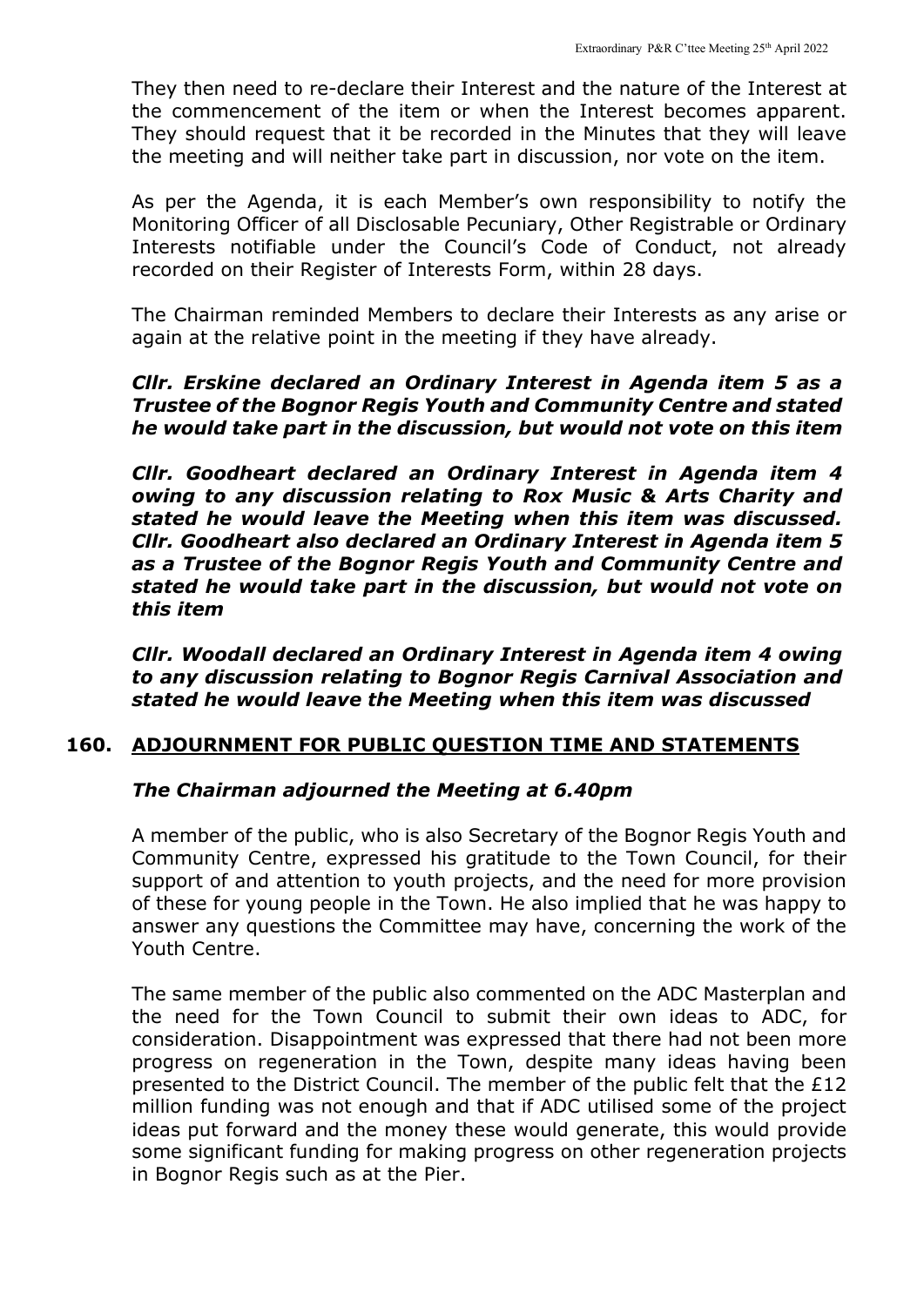They then need to re-declare their Interest and the nature of the Interest at the commencement of the item or when the Interest becomes apparent. They should request that it be recorded in the Minutes that they will leave the meeting and will neither take part in discussion, nor vote on the item.

As per the Agenda, it is each Member's own responsibility to notify the Monitoring Officer of all Disclosable Pecuniary, Other Registrable or Ordinary Interests notifiable under the Council's Code of Conduct, not already recorded on their Register of Interests Form, within 28 days.

The Chairman reminded Members to declare their Interests as any arise or again at the relative point in the meeting if they have already.

***Cllr. Erskine declared an Ordinary Interest in Agenda item 5 as a Trustee of the Bognor Regis Youth and Community Centre and stated he would take part in the discussion, but would not vote on this item***

***Cllr. Goodheart declared an Ordinary Interest in Agenda item 4 owing to any discussion relating to Rox Music & Arts Charity and stated he would leave the Meeting when this item was discussed. Cllr. Goodheart also declared an Ordinary Interest in Agenda item 5 as a Trustee of the Bognor Regis Youth and Community Centre and stated he would take part in the discussion, but would not vote on this item***

***Cllr. Woodall declared an Ordinary Interest in Agenda item 4 owing to any discussion relating to Bognor Regis Carnival Association and stated he would leave the Meeting when this item was discussed***

## 160. ADJOURNMENT FOR PUBLIC QUESTION TIME AND STATEMENTS

***The Chairman adjourned the Meeting at 6.40pm***

A member of the public, who is also Secretary of the Bognor Regis Youth and Community Centre, expressed his gratitude to the Town Council, for their support of and attention to youth projects, and the need for more provision of these for young people in the Town. He also implied that he was happy to answer any questions the Committee may have, concerning the work of the Youth Centre.

The same member of the public also commented on the ADC Masterplan and the need for the Town Council to submit their own ideas to ADC, for consideration. Disappointment was expressed that there had not been more progress on regeneration in the Town, despite many ideas having been presented to the District Council. The member of the public felt that the £12 million funding was not enough and that if ADC utilised some of the project ideas put forward and the money these would generate, this would provide some significant funding for making progress on other regeneration projects in Bognor Regis such as at the Pier.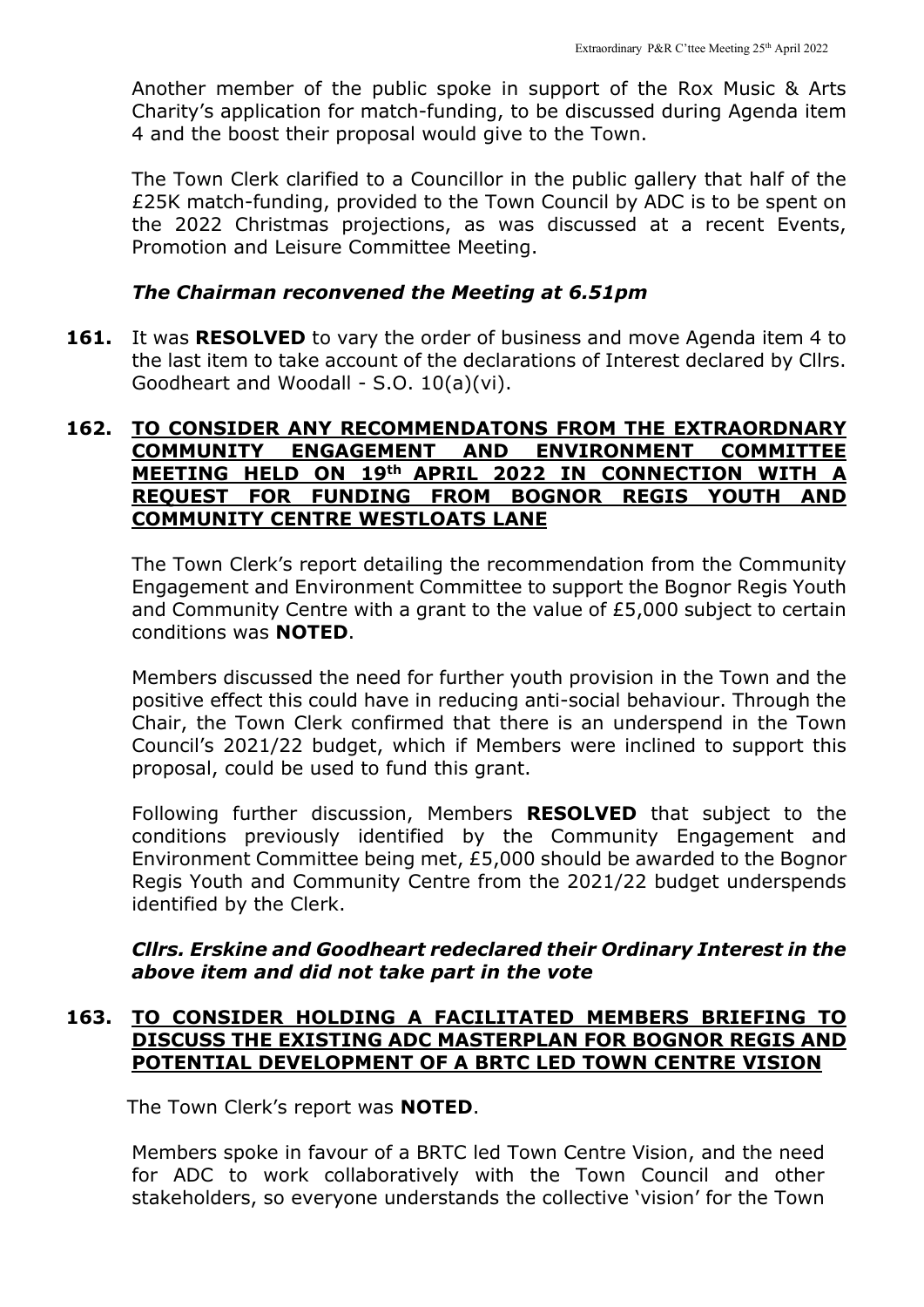Another member of the public spoke in support of the Rox Music & Arts Charity's application for match-funding, to be discussed during Agenda item 4 and the boost their proposal would give to the Town.

The Town Clerk clarified to a Councillor in the public gallery that half of the £25K match-funding, provided to the Town Council by ADC is to be spent on the 2022 Christmas projections, as was discussed at a recent Events, Promotion and Leisure Committee Meeting.

***The Chairman reconvened the Meeting at 6.51pm***

**161.** It was **RESOLVED** to vary the order of business and move Agenda item 4 to the last item to take account of the declarations of Interest declared by Cllrs. Goodheart and Woodall - S.O. 10(a)(vi).

**162. TO CONSIDER ANY RECOMMENDATONS FROM THE EXTRAORDNARY COMMUNITY ENGAGEMENT AND ENVIRONMENT COMMITTEE MEETING HELD ON 19th APRIL 2022 IN CONNECTION WITH A REQUEST FOR FUNDING FROM BOGNOR REGIS YOUTH AND COMMUNITY CENTRE WESTLOATS LANE**

The Town Clerk's report detailing the recommendation from the Community Engagement and Environment Committee to support the Bognor Regis Youth and Community Centre with a grant to the value of £5,000 subject to certain conditions was **NOTED**.

Members discussed the need for further youth provision in the Town and the positive effect this could have in reducing anti-social behaviour. Through the Chair, the Town Clerk confirmed that there is an underspend in the Town Council's 2021/22 budget, which if Members were inclined to support this proposal, could be used to fund this grant.

Following further discussion, Members **RESOLVED** that subject to the conditions previously identified by the Community Engagement and Environment Committee being met, £5,000 should be awarded to the Bognor Regis Youth and Community Centre from the 2021/22 budget underspends identified by the Clerk.

***Cllrs. Erskine and Goodheart redeclared their Ordinary Interest in the above item and did not take part in the vote***

**163. TO CONSIDER HOLDING A FACILITATED MEMBERS BRIEFING TO DISCUSS THE EXISTING ADC MASTERPLAN FOR BOGNOR REGIS AND POTENTIAL DEVELOPMENT OF A BRTC LED TOWN CENTRE VISION**

The Town Clerk's report was **NOTED**.

Members spoke in favour of a BRTC led Town Centre Vision, and the need for ADC to work collaboratively with the Town Council and other stakeholders, so everyone understands the collective 'vision' for the Town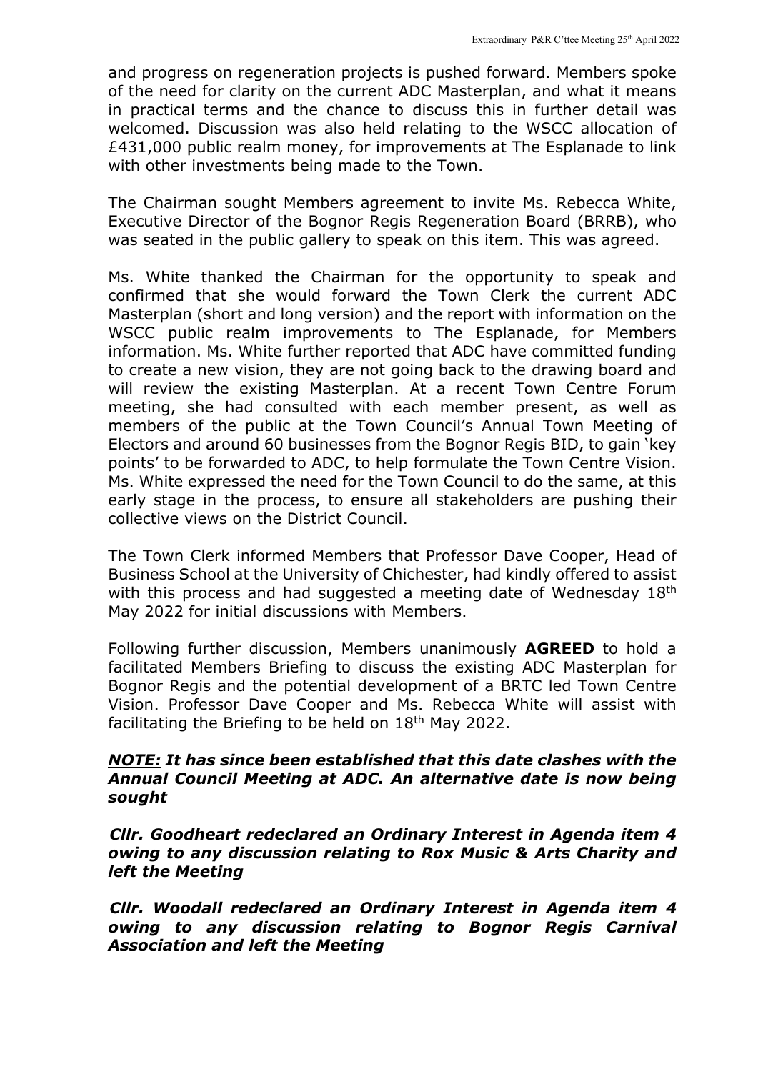and progress on regeneration projects is pushed forward. Members spoke of the need for clarity on the current ADC Masterplan, and what it means in practical terms and the chance to discuss this in further detail was welcomed. Discussion was also held relating to the WSCC allocation of £431,000 public realm money, for improvements at The Esplanade to link with other investments being made to the Town.

The Chairman sought Members agreement to invite Ms. Rebecca White, Executive Director of the Bognor Regis Regeneration Board (BRRB), who was seated in the public gallery to speak on this item. This was agreed.

Ms. White thanked the Chairman for the opportunity to speak and confirmed that she would forward the Town Clerk the current ADC Masterplan (short and long version) and the report with information on the WSCC public realm improvements to The Esplanade, for Members information. Ms. White further reported that ADC have committed funding to create a new vision, they are not going back to the drawing board and will review the existing Masterplan. At a recent Town Centre Forum meeting, she had consulted with each member present, as well as members of the public at the Town Council's Annual Town Meeting of Electors and around 60 businesses from the Bognor Regis BID, to gain 'key points' to be forwarded to ADC, to help formulate the Town Centre Vision. Ms. White expressed the need for the Town Council to do the same, at this early stage in the process, to ensure all stakeholders are pushing their collective views on the District Council.

The Town Clerk informed Members that Professor Dave Cooper, Head of Business School at the University of Chichester, had kindly offered to assist with this process and had suggested a meeting date of Wednesday 18th May 2022 for initial discussions with Members.

Following further discussion, Members unanimously **AGREED** to hold a facilitated Members Briefing to discuss the existing ADC Masterplan for Bognor Regis and the potential development of a BRTC led Town Centre Vision. Professor Dave Cooper and Ms. Rebecca White will assist with facilitating the Briefing to be held on 18th May 2022.

***NOTE:*** ***It has since been established that this date clashes with the Annual Council Meeting at ADC. An alternative date is now being sought***

***Cllr. Goodheart redeclared an Ordinary Interest in Agenda item 4 owing to any discussion relating to Rox Music & Arts Charity and left the Meeting***

***Cllr. Woodall redeclared an Ordinary Interest in Agenda item 4 owing to any discussion relating to Bognor Regis Carnival Association and left the Meeting***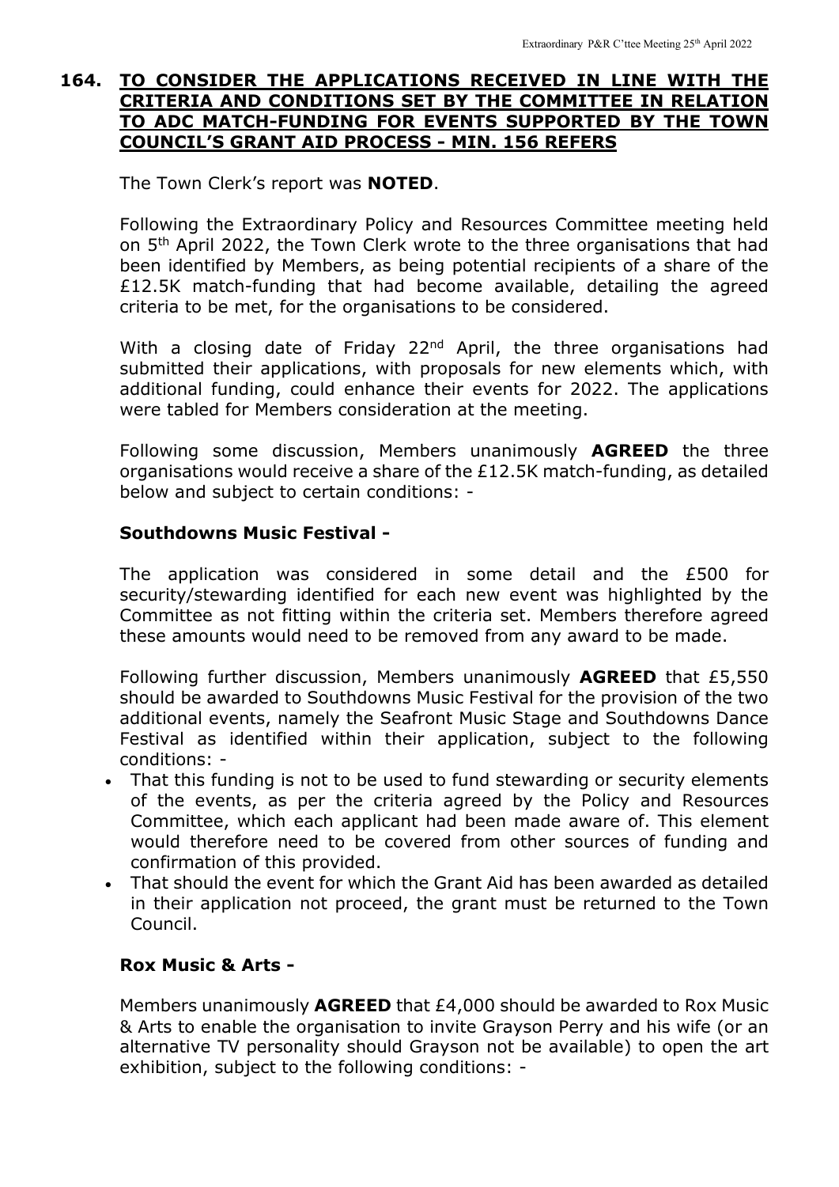## 164. TO CONSIDER THE APPLICATIONS RECEIVED IN LINE WITH THE CRITERIA AND CONDITIONS SET BY THE COMMITTEE IN RELATION TO ADC MATCH-FUNDING FOR EVENTS SUPPORTED BY THE TOWN COUNCIL'S GRANT AID PROCESS - MIN. 156 REFERS

The Town Clerk's report was **NOTED**.

Following the Extraordinary Policy and Resources Committee meeting held on 5th April 2022, the Town Clerk wrote to the three organisations that had been identified by Members, as being potential recipients of a share of the £12.5K match-funding that had become available, detailing the agreed criteria to be met, for the organisations to be considered.

With a closing date of Friday 22nd April, the three organisations had submitted their applications, with proposals for new elements which, with additional funding, could enhance their events for 2022. The applications were tabled for Members consideration at the meeting.

Following some discussion, Members unanimously **AGREED** the three organisations would receive a share of the £12.5K match-funding, as detailed below and subject to certain conditions: -

**Southdowns Music Festival -**

The application was considered in some detail and the £500 for security/stewarding identified for each new event was highlighted by the Committee as not fitting within the criteria set. Members therefore agreed these amounts would need to be removed from any award to be made.

Following further discussion, Members unanimously **AGREED** that £5,550 should be awarded to Southdowns Music Festival for the provision of the two additional events, namely the Seafront Music Stage and Southdowns Dance Festival as identified within their application, subject to the following conditions: -

- That this funding is not to be used to fund stewarding or security elements of the events, as per the criteria agreed by the Policy and Resources Committee, which each applicant had been made aware of. This element would therefore need to be covered from other sources of funding and confirmation of this provided.
- That should the event for which the Grant Aid has been awarded as detailed in their application not proceed, the grant must be returned to the Town Council.

**Rox Music & Arts -**

Members unanimously **AGREED** that £4,000 should be awarded to Rox Music & Arts to enable the organisation to invite Grayson Perry and his wife (or an alternative TV personality should Grayson not be available) to open the art exhibition, subject to the following conditions: -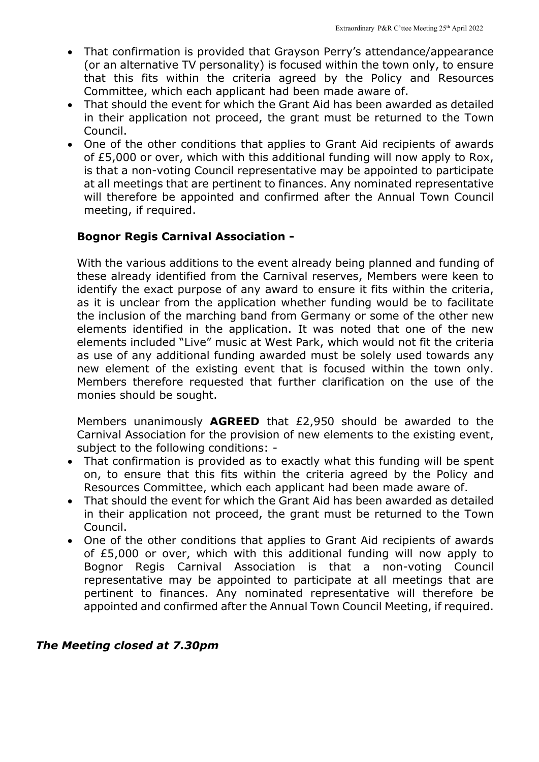- That confirmation is provided that Grayson Perry's attendance/appearance (or an alternative TV personality) is focused within the town only, to ensure that this fits within the criteria agreed by the Policy and Resources Committee, which each applicant had been made aware of.
- That should the event for which the Grant Aid has been awarded as detailed in their application not proceed, the grant must be returned to the Town Council.
- One of the other conditions that applies to Grant Aid recipients of awards of £5,000 or over, which with this additional funding will now apply to Rox, is that a non-voting Council representative may be appointed to participate at all meetings that are pertinent to finances. Any nominated representative will therefore be appointed and confirmed after the Annual Town Council meeting, if required.

**Bognor Regis Carnival Association -**

With the various additions to the event already being planned and funding of these already identified from the Carnival reserves, Members were keen to identify the exact purpose of any award to ensure it fits within the criteria, as it is unclear from the application whether funding would be to facilitate the inclusion of the marching band from Germany or some of the other new elements identified in the application. It was noted that one of the new elements included "Live" music at West Park, which would not fit the criteria as use of any additional funding awarded must be solely used towards any new element of the existing event that is focused within the town only. Members therefore requested that further clarification on the use of the monies should be sought.

Members unanimously **AGREED** that £2,950 should be awarded to the Carnival Association for the provision of new elements to the existing event, subject to the following conditions: -

- That confirmation is provided as to exactly what this funding will be spent on, to ensure that this fits within the criteria agreed by the Policy and Resources Committee, which each applicant had been made aware of.
- That should the event for which the Grant Aid has been awarded as detailed in their application not proceed, the grant must be returned to the Town Council.
- One of the other conditions that applies to Grant Aid recipients of awards of £5,000 or over, which with this additional funding will now apply to Bognor Regis Carnival Association is that a non-voting Council representative may be appointed to participate at all meetings that are pertinent to finances. Any nominated representative will therefore be appointed and confirmed after the Annual Town Council Meeting, if required.

***The Meeting closed at 7.30pm***